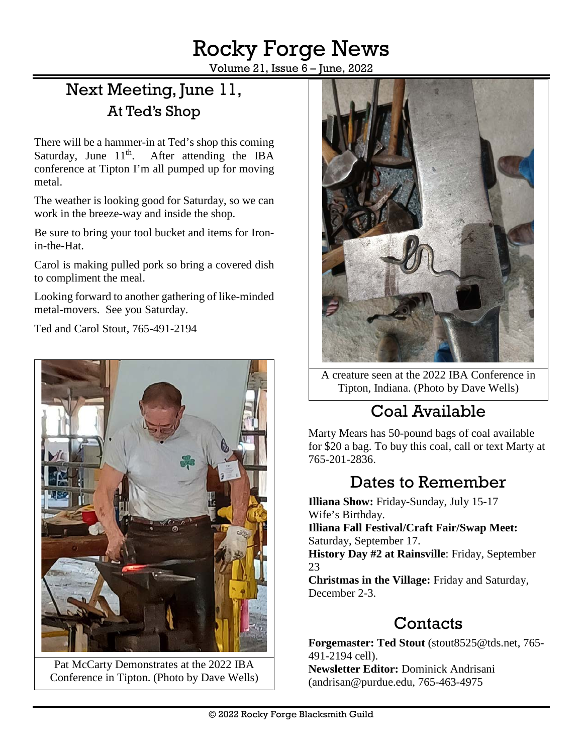# Rocky Forge News

Volume 21, Issue 6 – June, 2022

## Next Meeting, June 11, At Ted's Shop

There will be a hammer-in at Ted's shop this coming Saturday, June 11th. After attending the IBA conference at Tipton I'm all pumped up for moving metal.

The weather is looking good for Saturday, so we can work in the breeze-way and inside the shop.

Be sure to bring your tool bucket and items for Iron-in-the-Hat.

Carol is making pulled pork so bring a covered dish to compliment the meal.

Looking forward to another gathering of like-minded metal-movers. See you Saturday.

Ted and Carol Stout, 765-491-2194

Pat McCarty Demonstrates at the 2022 IBA Conference in Tipton. (Photo by Dave Wells)

A creature seen at the 2022 IBA Conference in Tipton, Indiana. (Photo by Dave Wells)

## Coal Available

Marty Mears has 50-pound bags of coal available for $20 a bag. To buy this coal, call or text Marty at 765-201-2836.

## Dates to Remember

**Illiana Show:** Friday-Sunday, July 15-17
Wife's Birthday.
**Illiana Fall Festival/Craft Fair/Swap Meet:** Saturday, September 17.
**History Day #2 at Rainsville**: Friday, September 23
**Christmas in the Village:** Friday and Saturday, December 2-3.

## Contacts

**Forgemaster: Ted Stout** (stout8525@tds.net, 765-491-2194 cell).
**Newsletter Editor:** Dominick Andrisani (andrisan@purdue.edu, 765-463-4975

© 2022 Rocky Forge Blacksmith Guild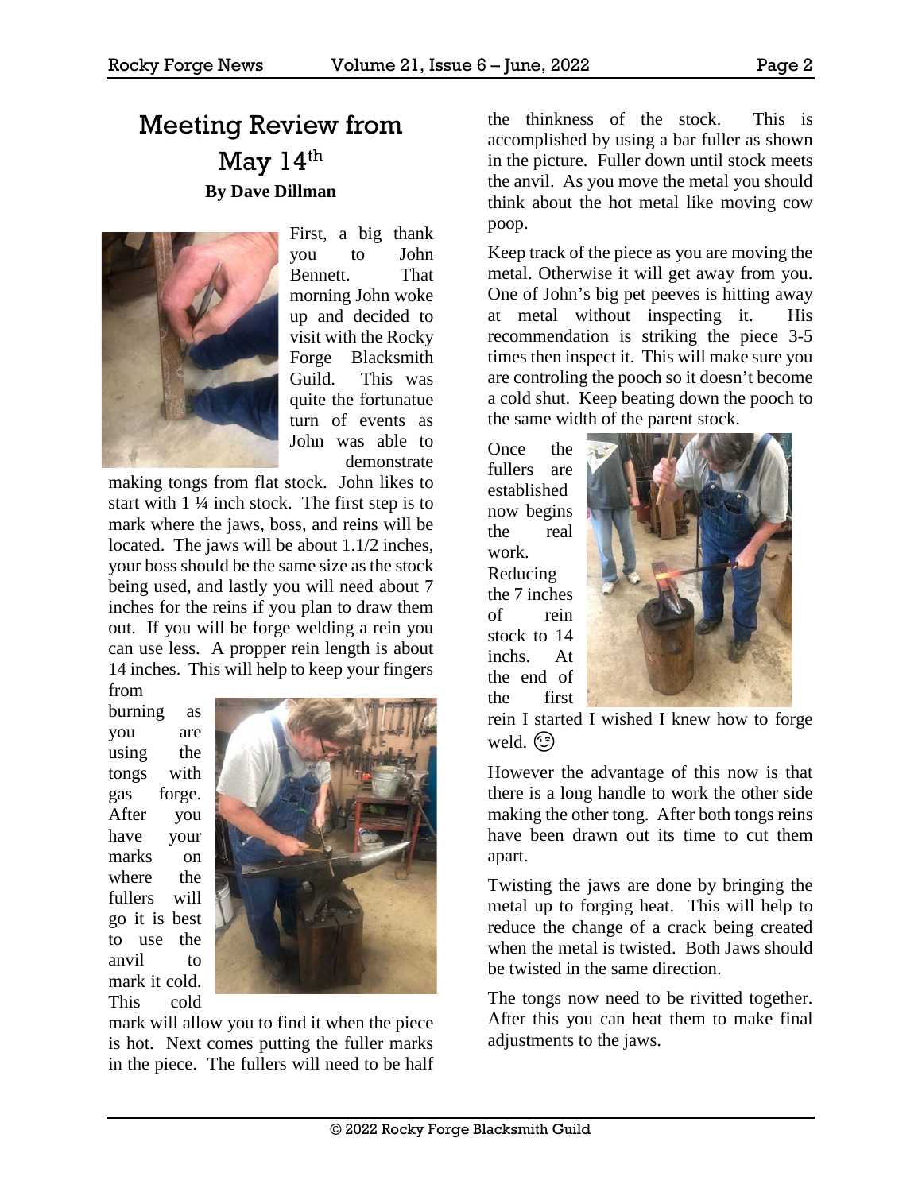# Meeting Review from May 14th

**By Dave Dillman**

First, a big thank you to John Bennett. That morning John woke up and decided to visit with the Rocky Forge Blacksmith Guild. This was quite the fortunatue turn of events as John was able to demonstrate making tongs from flat stock. John likes to start with 1 ¼ inch stock. The first step is to mark where the jaws, boss, and reins will be located. The jaws will be about 1.1/2 inches, your boss should be the same size as the stock being used, and lastly you will need about 7 inches for the reins if you plan to draw them out. If you will be forge welding a rein you can use less. A propper rein length is about 14 inches. This will help to keep your fingers from burning as you are using the tongs with gas forge. After you have your marks on where the fullers will go it is best to use the anvil to mark it cold. This cold mark will allow you to find it when the piece is hot. Next comes putting the fuller marks in the piece. The fullers will need to be half the thinkness of the stock. This is accomplished by using a bar fuller as shown in the picture. Fuller down until stock meets the anvil. As you move the metal you should think about the hot metal like moving cow poop.

Keep track of the piece as you are moving the metal. Otherwise it will get away from you. One of John's big pet peeves is hitting away at metal without inspecting it. His recommendation is striking the piece 3-5 times then inspect it. This will make sure you are controling the pooch so it doesn't become a cold shut. Keep beating down the pooch to the same width of the parent stock.

Once the fullers are established now begins the real work. Reducing the 7 inches of rein stock to 14 inchs. At the end of the first rein I started I wished I knew how to forge weld. 😉

However the advantage of this now is that there is a long handle to work the other side making the other tong. After both tongs reins have been drawn out its time to cut them apart.

Twisting the jaws are done by bringing the metal up to forging heat. This will help to reduce the change of a crack being created when the metal is twisted. Both Jaws should be twisted in the same direction.

The tongs now need to be rivitted together. After this you can heat them to make final adjustments to the jaws.

© 2022 Rocky Forge Blacksmith Guild